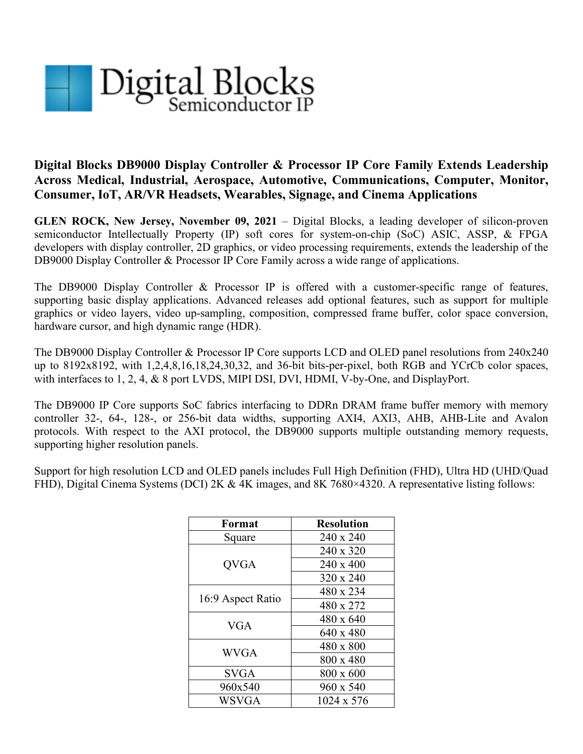Digital Blocks
Semiconductor IP

## Digital Blocks DB9000 Display Controller & Processor IP Core Family Extends Leadership Across Medical, Industrial, Aerospace, Automotive, Communications, Computer, Monitor, Consumer, IoT, AR/VR Headsets, Wearables, Signage, and Cinema Applications

**GLEN ROCK, New Jersey, November 09, 2021** – Digital Blocks, a leading developer of silicon-proven semiconductor Intellectually Property (IP) soft cores for system-on-chip (SoC) ASIC, ASSP, & FPGA developers with display controller, 2D graphics, or video processing requirements, extends the leadership of the DB9000 Display Controller & Processor IP Core Family across a wide range of applications.

The DB9000 Display Controller & Processor IP is offered with a customer-specific range of features, supporting basic display applications. Advanced releases add optional features, such as support for multiple graphics or video layers, video up-sampling, composition, compressed frame buffer, color space conversion, hardware cursor, and high dynamic range (HDR).

The DB9000 Display Controller & Processor IP Core supports LCD and OLED panel resolutions from 240x240 up to 8192x8192, with 1,2,4,8,16,18,24,30,32, and 36-bit bits-per-pixel, both RGB and YCrCb color spaces, with interfaces to 1, 2, 4, & 8 port LVDS, MIPI DSI, DVI, HDMI, V-by-One, and DisplayPort.

The DB9000 IP Core supports SoC fabrics interfacing to DDRn DRAM frame buffer memory with memory controller 32-, 64-, 128-, or 256-bit data widths, supporting AXI4, AXI3, AHB, AHB-Lite and Avalon protocols. With respect to the AXI protocol, the DB9000 supports multiple outstanding memory requests, supporting higher resolution panels.

Support for high resolution LCD and OLED panels includes Full High Definition (FHD), Ultra HD (UHD/Quad FHD), Digital Cinema Systems (DCI) 2K & 4K images, and 8K 7680×4320. A representative listing follows:

| Format | Resolution |
|---|---|
| Square | 240 x 240 |
| QVGA | 240 x 320 |
| | 240 x 400 |
| | 320 x 240 |
| 16:9 Aspect Ratio | 480 x 234 |
| | 480 x 272 |
| VGA | 480 x 640 |
| | 640 x 480 |
| WVGA | 480 x 800 |
| | 800 x 480 |
| SVGA | 800 x 600 |
| 960x540 | 960 x 540 |
| WSVGA | 1024 x 576 |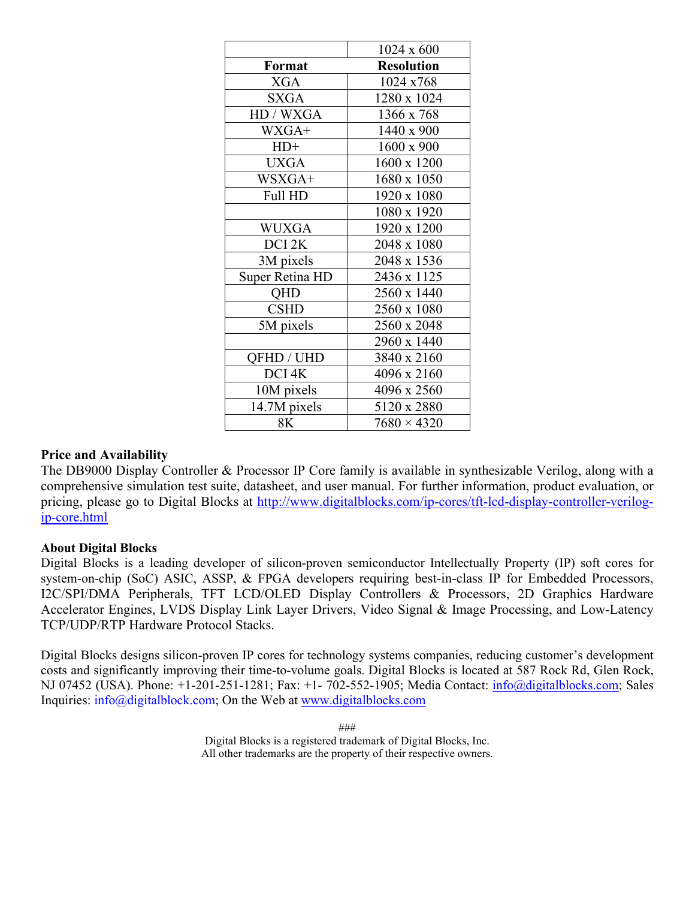| | 1024 x 600 |
|---|---|
| **Format** | **Resolution** |
| XGA | 1024 x768 |
| SXGA | 1280 x 1024 |
| HD / WXGA | 1366 x 768 |
| WXGA+ | 1440 x 900 |
| HD+ | 1600 x 900 |
| UXGA | 1600 x 1200 |
| WSXGA+ | 1680 x 1050 |
| Full HD | 1920 x 1080 |
| | 1080 x 1920 |
| WUXGA | 1920 x 1200 |
| DCI 2K | 2048 x 1080 |
| 3M pixels | 2048 x 1536 |
| Super Retina HD | 2436 x 1125 |
| QHD | 2560 x 1440 |
| CSHD | 2560 x 1080 |
| 5M pixels | 2560 x 2048 |
| | 2960 x 1440 |
| QFHD / UHD | 3840 x 2160 |
| DCI 4K | 4096 x 2160 |
| 10M pixels | 4096 x 2560 |
| 14.7M pixels | 5120 x 2880 |
| 8K | 7680 × 4320 |

**Price and Availability**

The DB9000 Display Controller & Processor IP Core family is available in synthesizable Verilog, along with a comprehensive simulation test suite, datasheet, and user manual. For further information, product evaluation, or pricing, please go to Digital Blocks at http://www.digitalblocks.com/ip-cores/tft-lcd-display-controller-verilog-ip-core.html

**About Digital Blocks**

Digital Blocks is a leading developer of silicon-proven semiconductor Intellectually Property (IP) soft cores for system-on-chip (SoC) ASIC, ASSP, & FPGA developers requiring best-in-class IP for Embedded Processors, I2C/SPI/DMA Peripherals, TFT LCD/OLED Display Controllers & Processors, 2D Graphics Hardware Accelerator Engines, LVDS Display Link Layer Drivers, Video Signal & Image Processing, and Low-Latency TCP/UDP/RTP Hardware Protocol Stacks.

Digital Blocks designs silicon-proven IP cores for technology systems companies, reducing customer's development costs and significantly improving their time-to-volume goals. Digital Blocks is located at 587 Rock Rd, Glen Rock, NJ 07452 (USA). Phone: +1-201-251-1281; Fax: +1- 702-552-1905; Media Contact: info@digitalblocks.com; Sales Inquiries: info@digitalblock.com; On the Web at www.digitalblocks.com

###

Digital Blocks is a registered trademark of Digital Blocks, Inc.
All other trademarks are the property of their respective owners.